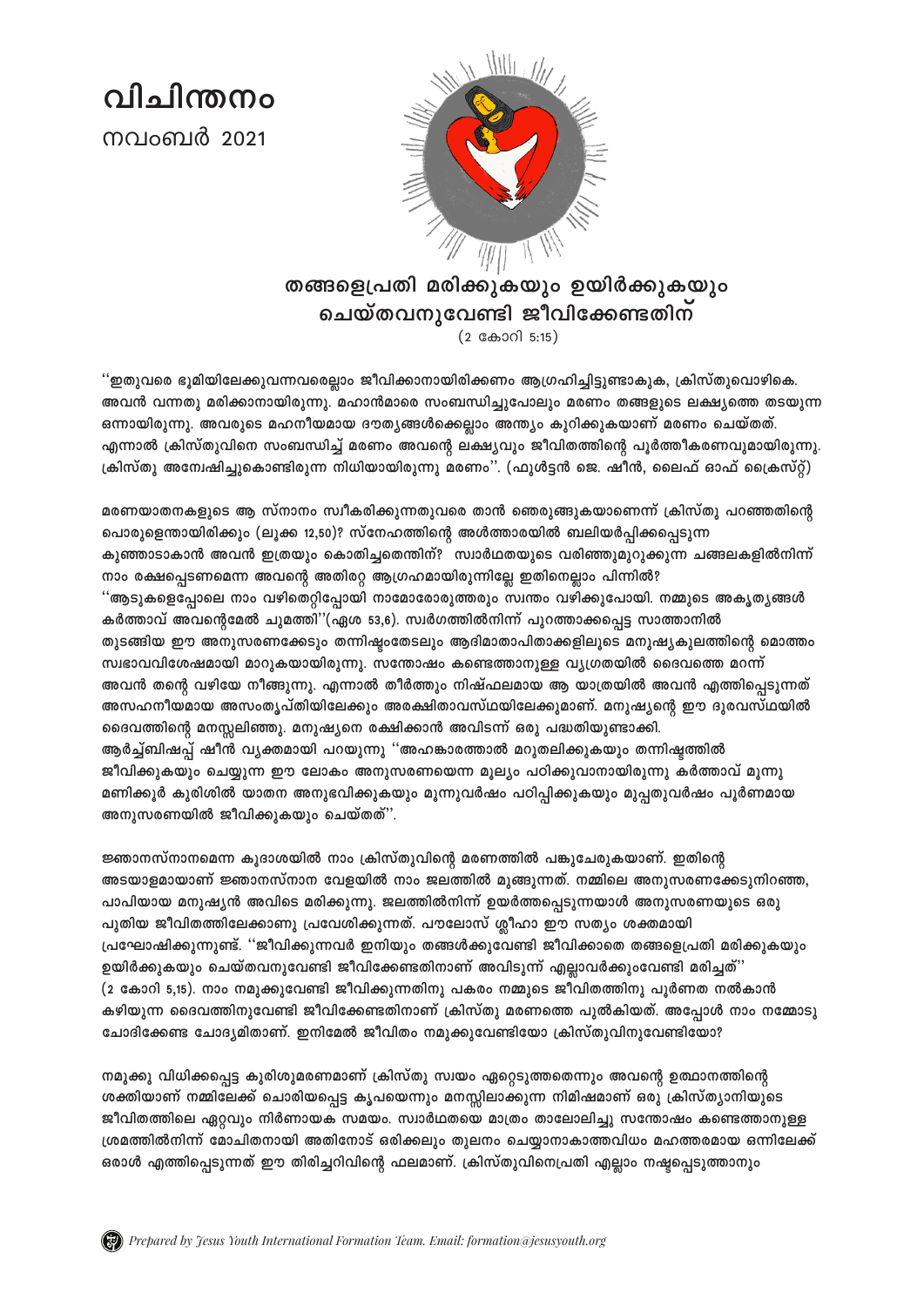# വിചിന്തനം

നവംബർ 2021

## തങ്ങളെപ്രതി മരിക്കുകയും ഉയിർക്കുകയും ചെയ്തവനുവേണ്ടി ജീവിക്കേണ്ടതിന്

(2 കോറി 5:15)

''ഇതുവരെ ഭൂമിയിലേക്കുവന്നവരെല്ലാം ജീവിക്കാനായിരിക്കണം ആഗ്രഹിച്ചിട്ടുണ്ടാകുക, ക്രിസ്തുവൊഴികെ. അവൻ വന്നതു മരിക്കാനായിരുന്നു. മഹാൻമാരെ സംബന്ധിച്ചുപോലും മരണം തങ്ങളുടെ ലക്ഷ്യത്തെ തടയുന്ന ഒന്നായിരുന്നു. അവരുടെ മഹനീയമായ ദൗത്യങ്ങൾക്കെല്ലാം അന്ത്യം കുറിക്കുകയാണ് മരണം ചെയ്തത്. എന്നാൽ ക്രിസ്തുവിനെ സംബന്ധിച്ച് മരണം അവന്റെ ലക്ഷ്യവും ജീവിതത്തിന്റെ പൂർത്തീകരണവുമായിരുന്നു. ക്രിസ്തു അന്വേഷിച്ചുകൊണ്ടിരുന്ന നിധിയായിരുന്നു മരണം''. (ഫുൾട്ടൻ ജെ. ഷീൻ, ലൈഫ് ഓഫ് ക്രൈസ്റ്റ്)

മരണയാതനകളുടെ ആ സ്നാനം സ്വീകരിക്കുന്നതുവരെ താൻ ഞെരുങ്ങുകയാണെന്ന് ക്രിസ്തു പറഞ്ഞതിന്റെ പൊരുളെന്തായിരിക്കും (ലൂക്ക 12,50)? സ്നേഹത്തിന്റെ അൾത്താരയിൽ ബലിയർപ്പിക്കപ്പെടുന്ന കുഞ്ഞാടാകാൻ അവൻ ഇത്രയും കൊതിച്ചതെന്തിന്? സ്വാർഥതയുടെ വരിഞ്ഞുമുറുക്കുന്ന ചങ്ങലകളിൽനിന്ന് നാം രക്ഷപ്പെടണമെന്ന അവന്റെ അതിരറ്റ ആഗ്രഹമായിരുന്നില്ലേ ഇതിനെല്ലാം പിന്നിൽ? ''ആടുകളെപ്പോലെ നാം വഴിതെറ്റിപ്പോയി നാമോരോരുത്തരും സ്വന്തം വഴിക്കുപോയി. നമ്മുടെ അകൃത്യങ്ങൾ കർത്താവ് അവന്റെമേൽ ചുമത്തി''(ഏശ 53,6). സ്വർഗത്തിൽനിന്ന് പുറത്താക്കപ്പെട്ട സാത്താനിൽ തുടങ്ങിയ ഈ അനുസരണക്കേടും തന്നിഷ്ടംതേടലും ആദിമാതാപിതാക്കളിലൂടെ മനുഷ്യകുലത്തിന്റെ മൊത്തം സ്വഭാവവിശേഷമായി മാറുകയായിരുന്നു. സന്തോഷം കണ്ടെത്താനുള്ള വ്യഗ്രതയിൽ ദൈവത്തെ മറന്ന് അവൻ തന്റെ വഴിയേ നീങ്ങുന്നു. എന്നാൽ തീർത്തും നിഷ്ഫലമായ ആ യാത്രയിൽ അവൻ എത്തിപ്പെടുന്നത് അസഹനീയമായ അസംതൃപ്തിയിലേക്കും അരക്ഷിതാവസ്ഥയിലേക്കുമാണ്. മനുഷ്യന്റെ ഈ ദുരവസ്ഥയിൽ ദൈവത്തിന്റെ മനസ്സലിഞ്ഞു. മനുഷ്യനെ രക്ഷിക്കാൻ അവിടന്ന് ഒരു പദ്ധതിയുണ്ടാക്കി. ആർച്ച്ബിഷപ്പ് ഷീൻ വ്യക്തമായി പറയുന്നു ''അഹങ്കാരത്താൽ മറുതലിക്കുകയും തന്നിഷ്ടത്തിൽ ജീവിക്കുകയും ചെയ്യുന്ന ഈ ലോകം അനുസരണയെന്ന മൂല്യം പഠിക്കുവാനായിരുന്നു കർത്താവ് മൂന്നു മണിക്കൂർ കുരിശിൽ യാതന അനുഭവിക്കുകയും മൂന്നുവർഷം പഠിപ്പിക്കുകയും മുപ്പതുവർഷം പൂർണമായ അനുസരണയിൽ ജീവിക്കുകയും ചെയ്തത്''.

ജ്ഞാനസ്നാനമെന്ന കൂദാശയിൽ നാം ക്രിസ്തുവിന്റെ മരണത്തിൽ പങ്കുചേരുകയാണ്. ഇതിന്റെ അടയാളമായാണ് ജ്ഞാനസ്നാന വേളയിൽ നാം ജലത്തിൽ മുങ്ങുന്നത്. നമ്മിലെ അനുസരണക്കേടുനിറഞ്ഞ, പാപിയായ മനുഷ്യൻ അവിടെ മരിക്കുന്നു. ജലത്തിൽനിന്ന് ഉയർത്തപ്പെടുന്നയാൾ അനുസരണയുടെ ഒരു പുതിയ ജീവിതത്തിലേക്കാണു പ്രവേശിക്കുന്നത്. പൗലോസ് ശ്ലീഹാ ഈ സത്യം ശക്തമായി പ്രഘോഷിക്കുന്നുണ്ട്. ''ജീവിക്കുന്നവർ ഇനിയും തങ്ങൾക്കുവേണ്ടി ജീവിക്കാതെ തങ്ങളെപ്രതി മരിക്കുകയും ഉയിർക്കുകയും ചെയ്തവനുവേണ്ടി ജീവിക്കേണ്ടതിനാണ് അവിടുന്ന് എല്ലാവർക്കുംവേണ്ടി മരിച്ചത്'' (2 കോറി 5,15). നാം നമുക്കുവേണ്ടി ജീവിക്കുന്നതിനു പകരം നമ്മുടെ ജീവിതത്തിനു പൂർണത നൽകാൻ കഴിയുന്ന ദൈവത്തിനുവേണ്ടി ജീവിക്കേണ്ടതിനാണ് ക്രിസ്തു മരണത്തെ പുൽകിയത്. അപ്പോൾ നാം നമ്മോടു ചോദിക്കേണ്ട ചോദ്യമിതാണ്. ഇനിമേൽ ജീവിതം നമുക്കുവേണ്ടിയോ ക്രിസ്തുവിനുവേണ്ടിയോ?

നമുക്കു വിധിക്കപ്പെട്ട കുരിശുമരണമാണ് ക്രിസ്തു സ്വയം ഏറ്റെടുത്തതെന്നും അവന്റെ ഉത്ഥാനത്തിന്റെ ശക്തിയാണ് നമ്മിലേക്ക് ചൊരിയപ്പെട്ട കൃപയെന്നും മനസ്സിലാക്കുന്ന നിമിഷമാണ് ഒരു ക്രിസ്ത്യാനിയുടെ ജീവിതത്തിലെ ഏറ്റവും നിർണായക സമയം. സ്വാർഥതയെ മാത്രം താലോലിച്ചു സന്തോഷം കണ്ടെത്താനുള്ള ശ്രമത്തിൽനിന്ന് മോചിതനായി അതിനോട് ഒരിക്കലും തുലനം ചെയ്യാനാകാത്തവിധം മഹത്തരമായ ഒന്നിലേക്ക് ഒരാൾ എത്തിപ്പെടുന്നത് ഈ തിരിച്ചറിവിന്റെ ഫലമാണ്. ക്രിസ്തുവിനെപ്രതി എല്ലാം നഷ്ടപ്പെടുത്താനും

*Prepared by Jesus Youth International Formation Team. Email: formation@jesusyouth.org*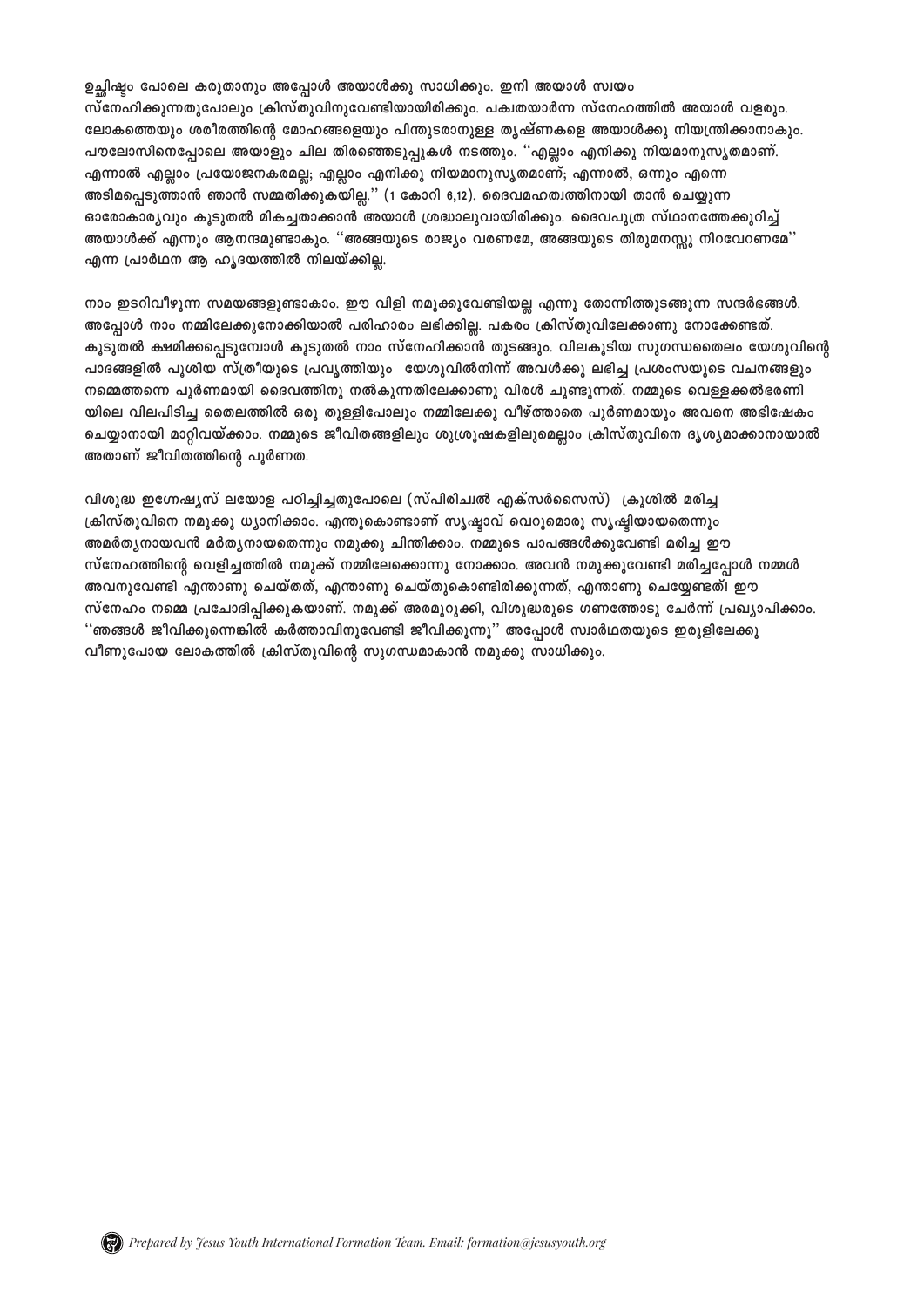ഉച്ഛിഷ്ടം പോലെ കരുതാനും അപ്പോൾ അയാൾക്കു സാധിക്കും. ഇനി അയാൾ സ്വയം സ്നേഹിക്കുന്നതുപോലും ക്രിസ്തുവിനുവേണ്ടിയായിരിക്കും. പക്വതയാർന്ന സ്നേഹത്തിൽ അയാൾ വളരും. ലോകത്തെയും ശരീരത്തിന്റെ മോഹങ്ങളെയും പിന്തുടരാനുള്ള തൃഷ്ണകളെ അയാൾക്കു നിയന്ത്രിക്കാനാകും. പൗലോസിനെപ്പോലെ അയാളും ചില തിരഞ്ഞെടുപ്പുകൾ നടത്തും. ''എല്ലാം എനിക്കു നിയമാനുസൃതമാണ്. എന്നാൽ എല്ലാം പ്രയോജനകരമല്ല; എല്ലാം എനിക്കു നിയമാനുസൃതമാണ്; എന്നാൽ, ഒന്നും എന്നെ അടിമപ്പെടുത്താൻ ഞാൻ സമ്മതിക്കുകയില്ല.'' (1 കോറി 6,12). ദൈവമഹത്വത്തിനായി താൻ ചെയ്യുന്ന ഓരോകാര്യവും കൂടുതൽ മികച്ചതാക്കാൻ അയാൾ ശ്രദ്ധാലുവായിരിക്കും. ദൈവപുത്ര സ്ഥാനത്തേക്കുറിച്ച് അയാൾക്ക് എന്നും ആനന്ദമുണ്ടാകും. ''അങ്ങയുടെ രാജ്യം വരണമേ, അങ്ങയുടെ തിരുമനസ്സു നിറവേറണമേ'' എന്ന പ്രാർഥന ആ ഹൃദയത്തിൽ നിലയ്ക്കില്ല.

നാം ഇടറിവീഴുന്ന സമയങ്ങളുണ്ടാകാം. ഈ വിളി നമുക്കുവേണ്ടിയല്ല എന്നു തോന്നിത്തുടങ്ങുന്ന സന്ദർഭങ്ങൾ. അപ്പോൾ നാം നമ്മിലേക്കുനോക്കിയാൽ പരിഹാരം ലഭിക്കില്ല. പകരം ക്രിസ്തുവിലേക്കാണു നോക്കേണ്ടത്. കൂടുതൽ ക്ഷമിക്കപ്പെടുമ്പോൾ കൂടുതൽ നാം സ്നേഹിക്കാൻ തുടങ്ങും. വിലകൂടിയ സുഗന്ധതൈലം യേശുവിന്റെ പാദങ്ങളിൽ പൂശിയ സ്ത്രീയുടെ പ്രവൃത്തിയും യേശുവിൽനിന്ന് അവൾക്കു ലഭിച്ച പ്രശംസയുടെ വചനങ്ങളും നമ്മെത്തന്നെ പൂർണമായി ദൈവത്തിനു നൽകുന്നതിലേക്കാണു വിരൽ ചൂണ്ടുന്നത്. നമ്മുടെ വെള്ളക്കൽഭരണിയിലെ വിലപിടിച്ച തൈലത്തിൽ ഒരു തുള്ളിപോലും നമ്മിലേക്കു വീഴ്ത്താതെ പൂർണമായും അവനെ അഭിഷേകം ചെയ്യാനായി മാറ്റിവയ്ക്കാം. നമ്മുടെ ജീവിതങ്ങളിലും ശുശ്രൂഷകളിലുമെല്ലാം ക്രിസ്തുവിനെ ദൃശ്യമാക്കാനായാൽ അതാണ് ജീവിതത്തിന്റെ പൂർണത.

വിശുദ്ധ ഇഗ്നേഷ്യസ് ലയോള പഠിപ്പിച്ചതുപോലെ (സ്പിരിചൽ എക്സർസൈസ്) ക്രൂശിൽ മരിച്ച ക്രിസ്തുവിനെ നമുക്കു ധ്യാനിക്കാം. എന്തുകൊണ്ടാണ് സൃഷ്ടാവ് വെറുമൊരു സൃഷ്ടിയായതെന്നും അമർത്യനായവൻ മർത്യനായതെന്നും നമുക്കു ചിന്തിക്കാം. നമ്മുടെ പാപങ്ങൾക്കുവേണ്ടി മരിച്ച ഈ സ്നേഹത്തിന്റെ വെളിച്ചത്തിൽ നമുക്ക് നമ്മിലേക്കൊന്നു നോക്കാം. അവൻ നമുക്കുവേണ്ടി മരിച്ചപ്പോൾ നമ്മൾ അവനുവേണ്ടി എന്താണു ചെയ്തത്, എന്താണു ചെയ്തുകൊണ്ടിരിക്കുന്നത്, എന്താണു ചെയ്യേണ്ടത്! ഈ സ്നേഹം നമ്മെ പ്രചോദിപ്പിക്കുകയാണ്. നമുക്ക് അരമുറുക്കി, വിശുദ്ധരുടെ ഗണത്തോടു ചേർന്ന് പ്രഖ്യാപിക്കാം. ''ഞങ്ങൾ ജീവിക്കുന്നെങ്കിൽ കർത്താവിനുവേണ്ടി ജീവിക്കുന്നു'' അപ്പോൾ സ്വാർഥതയുടെ ഇരുളിലേക്കു വീണുപോയ ലോകത്തിൽ ക്രിസ്തുവിന്റെ സുഗന്ധമാകാൻ നമുക്കു സാധിക്കും.

*Prepared by Jesus Youth International Formation Team. Email: formation@jesusyouth.org*